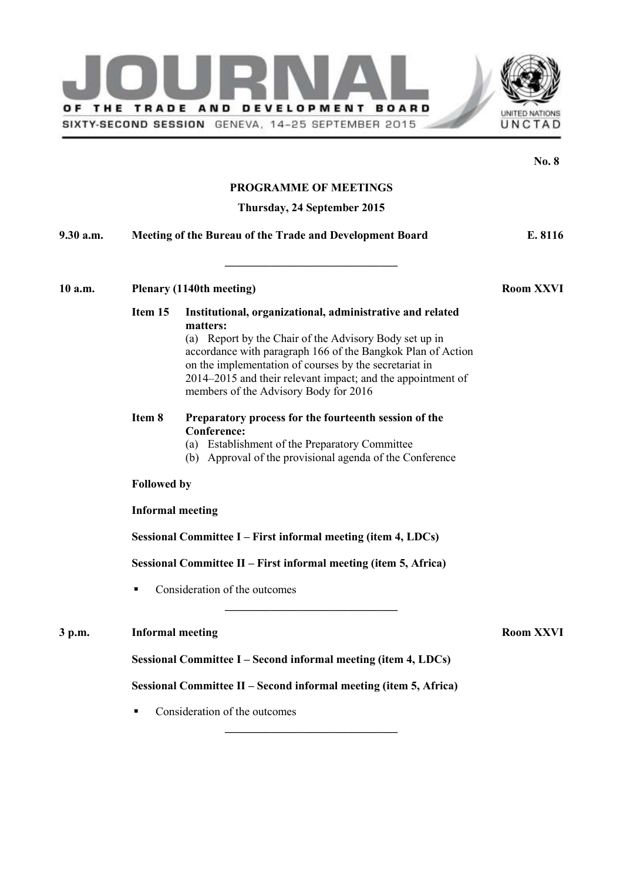# JOURNAL OF THE TRADE AND DEVELOPMENT BOARD

SIXTY-SECOND SESSION GENEVA, 14–25 SEPTEMBER 2015

UNITED NATIONS
UNCTAD

**No. 8**

## PROGRAMME OF MEETINGS

### Thursday, 24 September 2015

**9.30 a.m.** **Meeting of the Bureau of the Trade and Development Board** **E. 8116**

---

**10 a.m.** **Plenary (1140th meeting)** **Room XXVI**

**Item 15** **Institutional, organizational, administrative and related matters:**
(a) Report by the Chair of the Advisory Body set up in accordance with paragraph 166 of the Bangkok Plan of Action on the implementation of courses by the secretariat in 2014–2015 and their relevant impact; and the appointment of members of the Advisory Body for 2016

**Item 8** **Preparatory process for the fourteenth session of the Conference:**
(a) Establishment of the Preparatory Committee
(b) Approval of the provisional agenda of the Conference

**Followed by**

**Informal meeting**

**Sessional Committee I – First informal meeting (item 4, LDCs)**

**Sessional Committee II – First informal meeting (item 5, Africa)**

- Consideration of the outcomes

---

**3 p.m.** **Informal meeting** **Room XXVI**

**Sessional Committee I – Second informal meeting (item 4, LDCs)**

**Sessional Committee II – Second informal meeting (item 5, Africa)**

- Consideration of the outcomes

---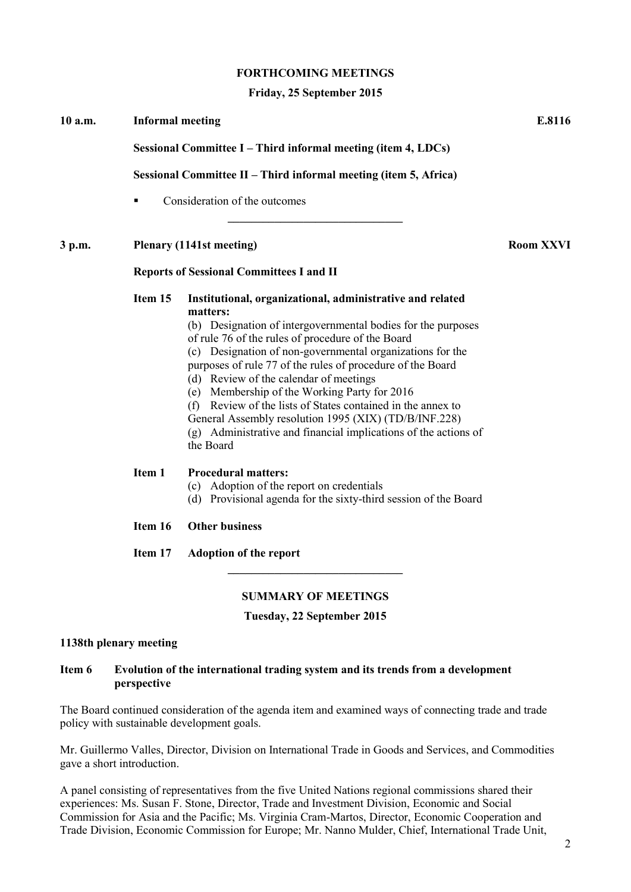**FORTHCOMING MEETINGS**

**Friday, 25 September 2015**

**10 a.m.** **Informal meeting** **E.8116**

**Sessional Committee I – Third informal meeting (item 4, LDCs)**

**Sessional Committee II – Third informal meeting (item 5, Africa)**

- Consideration of the outcomes

---

**3 p.m.** **Plenary (1141st meeting)** **Room XXVI**

**Reports of Sessional Committees I and II**

**Item 15** **Institutional, organizational, administrative and related matters:**

(b) Designation of intergovernmental bodies for the purposes of rule 76 of the rules of procedure of the Board
(c) Designation of non-governmental organizations for the purposes of rule 77 of the rules of procedure of the Board
(d) Review of the calendar of meetings
(e) Membership of the Working Party for 2016
(f) Review of the lists of States contained in the annex to General Assembly resolution 1995 (XIX) (TD/B/INF.228)
(g) Administrative and financial implications of the actions of the Board

**Item 1** **Procedural matters:**

(c) Adoption of the report on credentials
(d) Provisional agenda for the sixty-third session of the Board

**Item 16** **Other business**

**Item 17** **Adoption of the report**

---

**SUMMARY OF MEETINGS**

**Tuesday, 22 September 2015**

**1138th plenary meeting**

**Item 6** **Evolution of the international trading system and its trends from a development perspective**

The Board continued consideration of the agenda item and examined ways of connecting trade and trade policy with sustainable development goals.

Mr. Guillermo Valles, Director, Division on International Trade in Goods and Services, and Commodities gave a short introduction.

A panel consisting of representatives from the five United Nations regional commissions shared their experiences: Ms. Susan F. Stone, Director, Trade and Investment Division, Economic and Social Commission for Asia and the Pacific; Ms. Virginia Cram-Martos, Director, Economic Cooperation and Trade Division, Economic Commission for Europe; Mr. Nanno Mulder, Chief, International Trade Unit,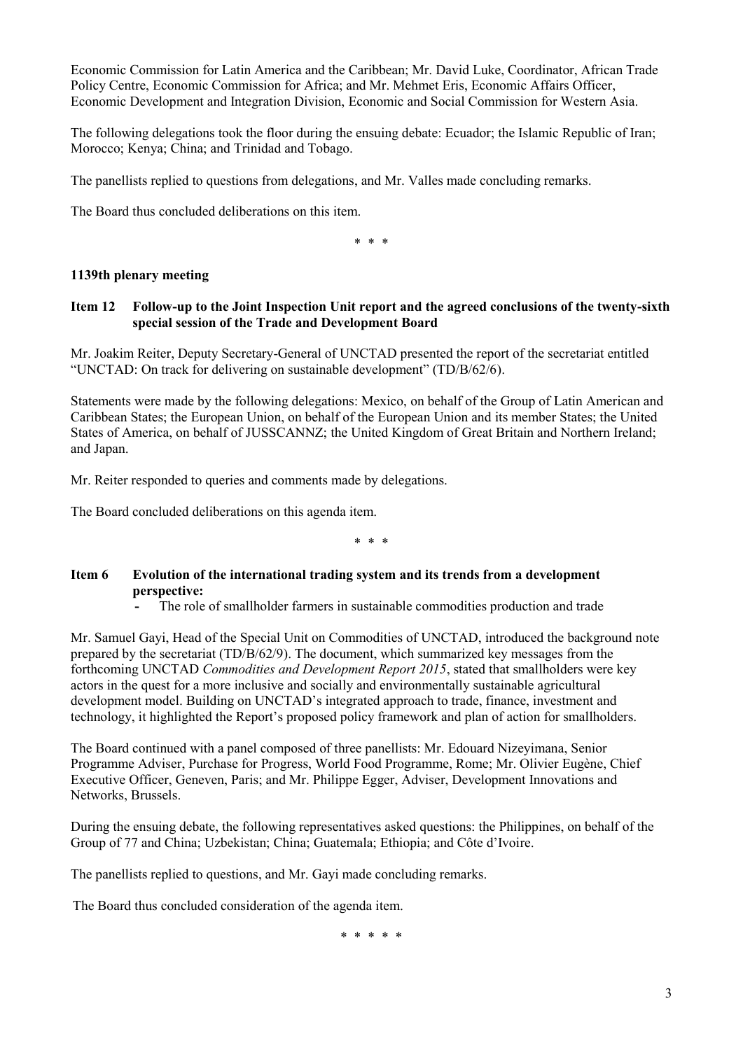Economic Commission for Latin America and the Caribbean; Mr. David Luke, Coordinator, African Trade Policy Centre, Economic Commission for Africa; and Mr. Mehmet Eris, Economic Affairs Officer, Economic Development and Integration Division, Economic and Social Commission for Western Asia.

The following delegations took the floor during the ensuing debate: Ecuador; the Islamic Republic of Iran; Morocco; Kenya; China; and Trinidad and Tobago.

The panellists replied to questions from delegations, and Mr. Valles made concluding remarks.

The Board thus concluded deliberations on this item.

\* \* \*

**1139th plenary meeting**

**Item 12 Follow-up to the Joint Inspection Unit report and the agreed conclusions of the twenty-sixth special session of the Trade and Development Board**

Mr. Joakim Reiter, Deputy Secretary-General of UNCTAD presented the report of the secretariat entitled "UNCTAD: On track for delivering on sustainable development" (TD/B/62/6).

Statements were made by the following delegations: Mexico, on behalf of the Group of Latin American and Caribbean States; the European Union, on behalf of the European Union and its member States; the United States of America, on behalf of JUSSCANNZ; the United Kingdom of Great Britain and Northern Ireland; and Japan.

Mr. Reiter responded to queries and comments made by delegations.

The Board concluded deliberations on this agenda item.

\* \* \*

**Item 6 Evolution of the international trading system and its trends from a development perspective:**

- The role of smallholder farmers in sustainable commodities production and trade

Mr. Samuel Gayi, Head of the Special Unit on Commodities of UNCTAD, introduced the background note prepared by the secretariat (TD/B/62/9). The document, which summarized key messages from the forthcoming UNCTAD *Commodities and Development Report 2015*, stated that smallholders were key actors in the quest for a more inclusive and socially and environmentally sustainable agricultural development model. Building on UNCTAD's integrated approach to trade, finance, investment and technology, it highlighted the Report's proposed policy framework and plan of action for smallholders.

The Board continued with a panel composed of three panellists: Mr. Edouard Nizeyimana, Senior Programme Adviser, Purchase for Progress, World Food Programme, Rome; Mr. Olivier Eugène, Chief Executive Officer, Geneven, Paris; and Mr. Philippe Egger, Adviser, Development Innovations and Networks, Brussels.

During the ensuing debate, the following representatives asked questions: the Philippines, on behalf of the Group of 77 and China; Uzbekistan; China; Guatemala; Ethiopia; and Côte d'Ivoire.

The panellists replied to questions, and Mr. Gayi made concluding remarks.

The Board thus concluded consideration of the agenda item.

\* \* \* \* \*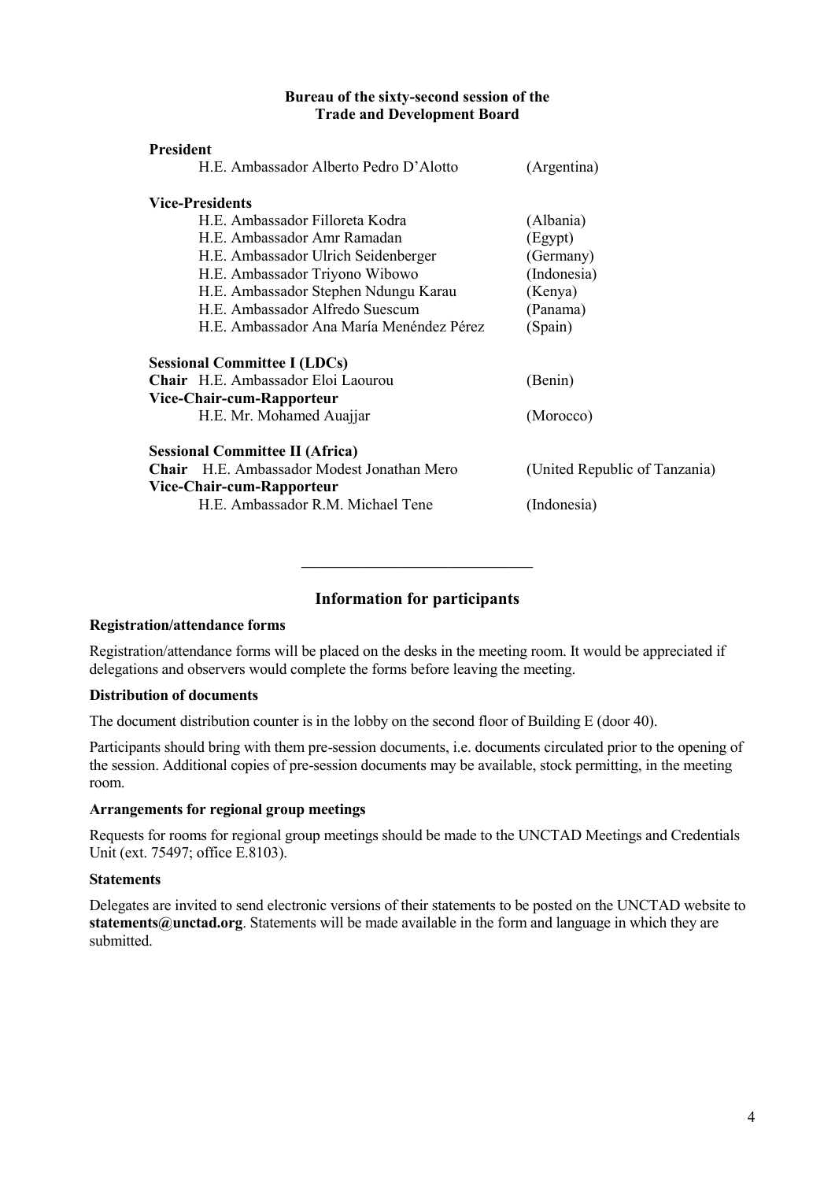**Bureau of the sixty-second session of the Trade and Development Board**

**President**

| | |
|---|---|
| H.E. Ambassador Alberto Pedro D'Alotto | (Argentina) |

**Vice-Presidents**

| | |
|---|---|
| H.E. Ambassador Filloreta Kodra | (Albania) |
| H.E. Ambassador Amr Ramadan | (Egypt) |
| H.E. Ambassador Ulrich Seidenberger | (Germany) |
| H.E. Ambassador Triyono Wibowo | (Indonesia) |
| H.E. Ambassador Stephen Ndungu Karau | (Kenya) |
| H.E. Ambassador Alfredo Suescum | (Panama) |
| H.E. Ambassador Ana María Menéndez Pérez | (Spain) |

**Sessional Committee I (LDCs)**

| | |
|---|---|
| **Chair** H.E. Ambassador Eloi Laourou | (Benin) |
| **Vice-Chair-cum-Rapporteur** | |
| H.E. Mr. Mohamed Auajjar | (Morocco) |

**Sessional Committee II (Africa)**

| | |
|---|---|
| **Chair** H.E. Ambassador Modest Jonathan Mero | (United Republic of Tanzania) |
| **Vice-Chair-cum-Rapporteur** | |
| H.E. Ambassador R.M. Michael Tene | (Indonesia) |

---

## Information for participants

#### Registration/attendance forms

Registration/attendance forms will be placed on the desks in the meeting room. It would be appreciated if delegations and observers would complete the forms before leaving the meeting.

#### Distribution of documents

The document distribution counter is in the lobby on the second floor of Building E (door 40).

Participants should bring with them pre-session documents, i.e. documents circulated prior to the opening of the session. Additional copies of pre-session documents may be available, stock permitting, in the meeting room.

#### Arrangements for regional group meetings

Requests for rooms for regional group meetings should be made to the UNCTAD Meetings and Credentials Unit (ext. 75497; office E.8103).

#### Statements

Delegates are invited to send electronic versions of their statements to be posted on the UNCTAD website to **statements@unctad.org**. Statements will be made available in the form and language in which they are submitted.